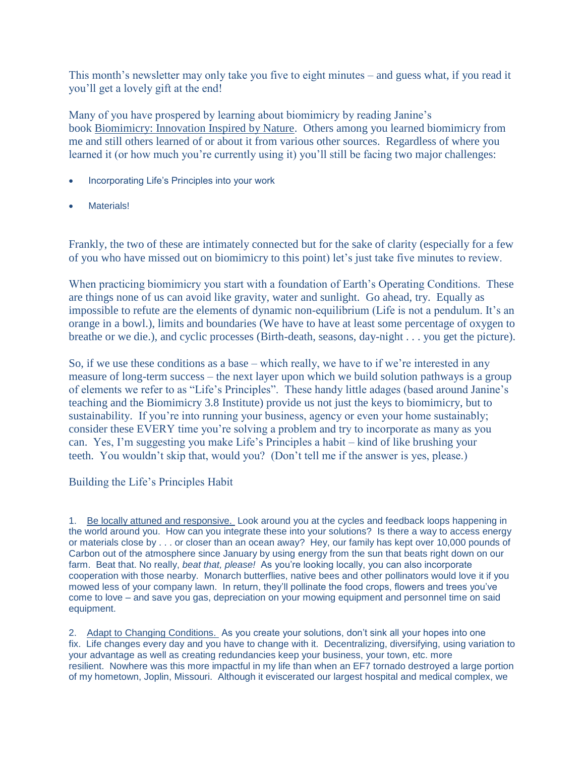This month's newsletter may only take you five to eight minutes – and guess what, if you read it you'll get a lovely gift at the end!

Many of you have prospered by learning about biomimicry by reading Janine's book Biomimicry: Innovation Inspired by Nature. Others among you learned biomimicry from me and still others learned of or about it from various other sources. Regardless of where you learned it (or how much you're currently using it) you'll still be facing two major challenges:

- Incorporating Life's Principles into your work
- Materials!

Frankly, the two of these are intimately connected but for the sake of clarity (especially for a few of you who have missed out on biomimicry to this point) let's just take five minutes to review.

When practicing biomimicry you start with a foundation of Earth's Operating Conditions. These are things none of us can avoid like gravity, water and sunlight. Go ahead, try. Equally as impossible to refute are the elements of dynamic non-equilibrium (Life is not a pendulum. It's an orange in a bowl.), limits and boundaries (We have to have at least some percentage of oxygen to breathe or we die.), and cyclic processes (Birth-death, seasons, day-night . . . you get the picture).

So, if we use these conditions as a base – which really, we have to if we're interested in any measure of long-term success – the next layer upon which we build solution pathways is a group of elements we refer to as "Life's Principles". These handy little adages (based around Janine's teaching and the Biomimicry 3.8 Institute) provide us not just the keys to biomimicry, but to sustainability. If you're into running your business, agency or even your home sustainably; consider these EVERY time you're solving a problem and try to incorporate as many as you can. Yes, I'm suggesting you make Life's Principles a habit – kind of like brushing your teeth. You wouldn't skip that, would you? (Don't tell me if the answer is yes, please.)

Building the Life's Principles Habit

1. Be locally attuned and responsive. Look around you at the cycles and feedback loops happening in the world around you. How can you integrate these into your solutions? Is there a way to access energy or materials close by . . . or closer than an ocean away? Hey, our family has kept over 10,000 pounds of Carbon out of the atmosphere since January by using energy from the sun that beats right down on our farm. Beat that. No really, *beat that, please!* As you're looking locally, you can also incorporate cooperation with those nearby. Monarch butterflies, native bees and other pollinators would love it if you mowed less of your company lawn. In return, they'll pollinate the food crops, flowers and trees you've come to love – and save you gas, depreciation on your mowing equipment and personnel time on said equipment.

2. Adapt to Changing Conditions. As you create your solutions, don't sink all your hopes into one fix. Life changes every day and you have to change with it. Decentralizing, diversifying, using variation to your advantage as well as creating redundancies keep your business, your town, etc. more resilient. Nowhere was this more impactful in my life than when an EF7 tornado destroyed a large portion of my hometown, Joplin, Missouri. Although it eviscerated our largest hospital and medical complex, we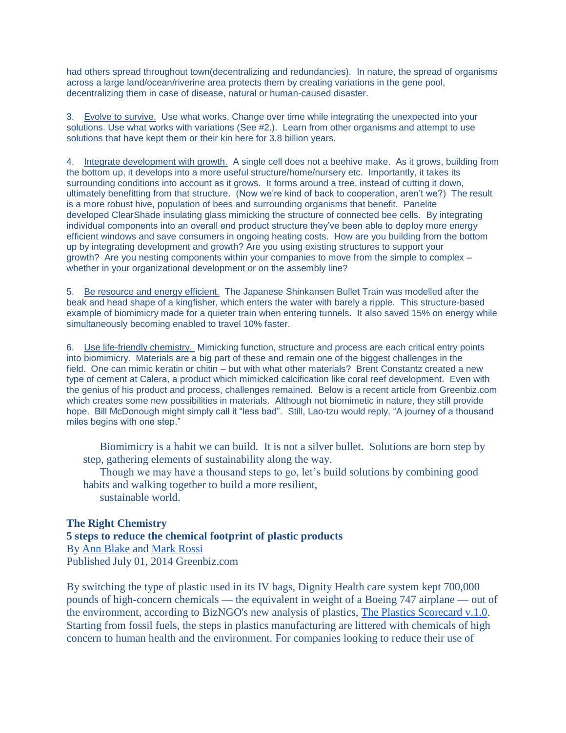had others spread throughout town(decentralizing and redundancies). In nature, the spread of organisms across a large land/ocean/riverine area protects them by creating variations in the gene pool, decentralizing them in case of disease, natural or human-caused disaster.

3. Evolve to survive. Use what works. Change over time while integrating the unexpected into your solutions. Use what works with variations (See #2.). Learn from other organisms and attempt to use solutions that have kept them or their kin here for 3.8 billion years.

4. Integrate development with growth. A single cell does not a beehive make. As it grows, building from the bottom up, it develops into a more useful structure/home/nursery etc. Importantly, it takes its surrounding conditions into account as it grows. It forms around a tree, instead of cutting it down, ultimately benefitting from that structure. (Now we're kind of back to cooperation, aren't we?) The result is a more robust hive, population of bees and surrounding organisms that benefit. Panelite developed ClearShade insulating glass mimicking the structure of connected bee cells. By integrating individual components into an overall end product structure they've been able to deploy more energy efficient windows and save consumers in ongoing heating costs. How are you building from the bottom up by integrating development and growth? Are you using existing structures to support your growth? Are you nesting components within your companies to move from the simple to complex – whether in your organizational development or on the assembly line?

5. Be resource and energy efficient. The Japanese Shinkansen Bullet Train was modelled after the beak and head shape of a kingfisher, which enters the water with barely a ripple. This structure-based example of biomimicry made for a quieter train when entering tunnels. It also saved 15% on energy while simultaneously becoming enabled to travel 10% faster.

6. Use life-friendly chemistry. Mimicking function, structure and process are each critical entry points into biomimicry. Materials are a big part of these and remain one of the biggest challenges in the field. One can mimic keratin or chitin – but with what other materials? Brent Constantz created a new type of cement at Calera, a product which mimicked calcification like coral reef development. Even with the genius of his product and process, challenges remained. Below is a recent article from Greenbiz.com which creates some new possibilities in materials. Although not biomimetic in nature, they still provide hope. Bill McDonough might simply call it "less bad". Still, Lao-tzu would reply, "A journey of a thousand miles begins with one step."

Biomimicry is a habit we can build. It is not a silver bullet. Solutions are born step by step, gathering elements of sustainability along the way.

Though we may have a thousand steps to go, let's build solutions by combining good habits and walking together to build a more resilient, sustainable world.

**The Right Chemistry**
**5 steps to reduce the chemical footprint of plastic products**
By Ann Blake and Mark Rossi
Published July 01, 2014 Greenbiz.com

By switching the type of plastic used in its IV bags, Dignity Health care system kept 700,000 pounds of high-concern chemicals — the equivalent in weight of a Boeing 747 airplane — out of the environment, according to BizNGO's new analysis of plastics, The Plastics Scorecard v.1.0. Starting from fossil fuels, the steps in plastics manufacturing are littered with chemicals of high concern to human health and the environment. For companies looking to reduce their use of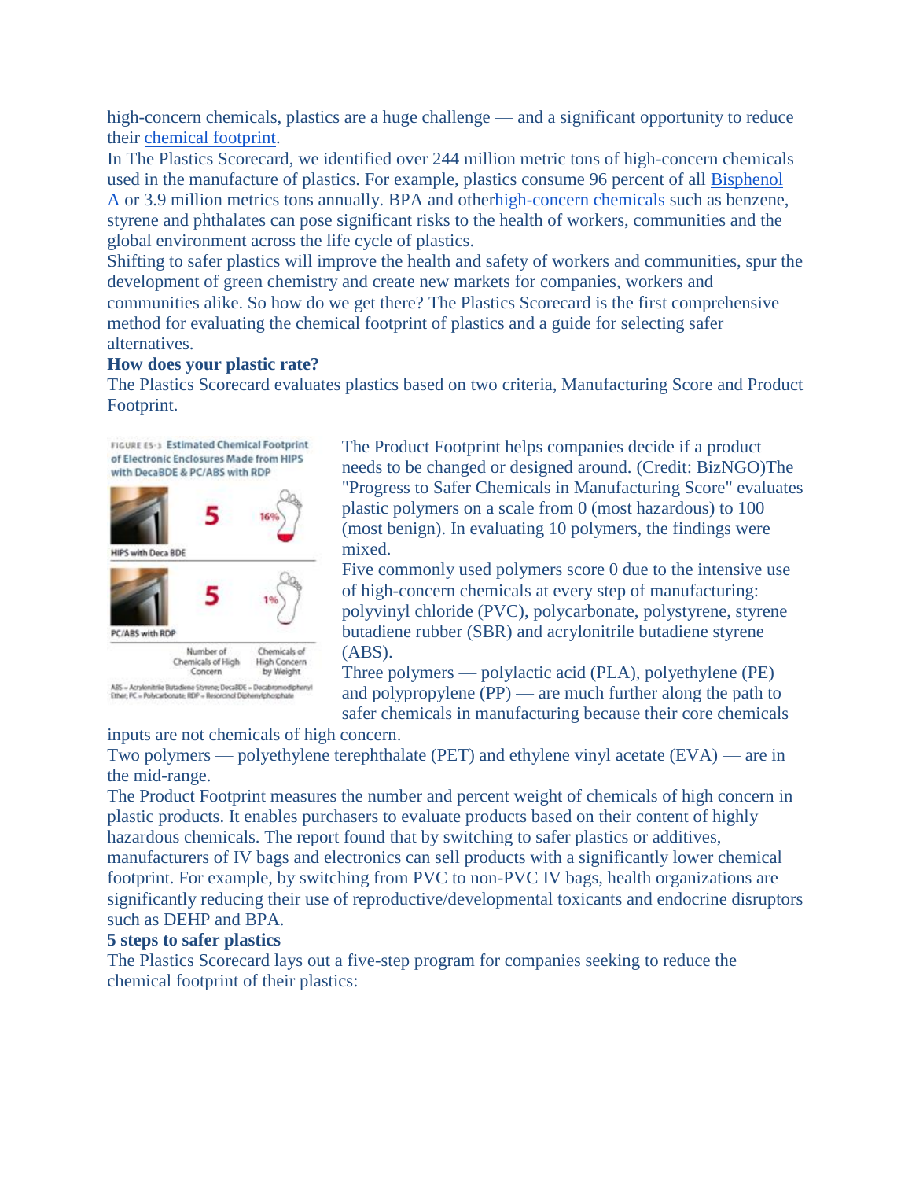high-concern chemicals, plastics are a huge challenge — and a significant opportunity to reduce their chemical footprint.

In The Plastics Scorecard, we identified over 244 million metric tons of high-concern chemicals used in the manufacture of plastics. For example, plastics consume 96 percent of all Bisphenol A or 3.9 million metrics tons annually. BPA and otherhigh-concern chemicals such as benzene, styrene and phthalates can pose significant risks to the health of workers, communities and the global environment across the life cycle of plastics.

Shifting to safer plastics will improve the health and safety of workers and communities, spur the development of green chemistry and create new markets for companies, workers and communities alike. So how do we get there? The Plastics Scorecard is the first comprehensive method for evaluating the chemical footprint of plastics and a guide for selecting safer alternatives.

**How does your plastic rate?**

The Plastics Scorecard evaluates plastics based on two criteria, Manufacturing Score and Product Footprint.

FIGURE ES-3 Estimated Chemical Footprint of Electronic Enclosures Made from HIPS with DecaBDE & PC/ABS with RDP

| | Number of Chemicals of High Concern | Chemicals of High Concern by Weight |
|---|---|---|
| HIPS with Deca BDE | 5 | 16% |
| PC/ABS with RDP | 5 | 1% |

ABS = Acrylonitrile Butadiene Styrene; DecaBDE = Decabromodiphenyl Ether; PC = Polycarbonate; RDP = Resorcinol Diphenylphosphate

The Product Footprint helps companies decide if a product needs to be changed or designed around. (Credit: BizNGO)The "Progress to Safer Chemicals in Manufacturing Score" evaluates plastic polymers on a scale from 0 (most hazardous) to 100 (most benign). In evaluating 10 polymers, the findings were mixed.

Five commonly used polymers score 0 due to the intensive use of high-concern chemicals at every step of manufacturing: polyvinyl chloride (PVC), polycarbonate, polystyrene, styrene butadiene rubber (SBR) and acrylonitrile butadiene styrene (ABS).

Three polymers — polylactic acid (PLA), polyethylene (PE) and polypropylene (PP) — are much further along the path to safer chemicals in manufacturing because their core chemicals inputs are not chemicals of high concern.

Two polymers — polyethylene terephthalate (PET) and ethylene vinyl acetate (EVA) — are in the mid-range.

The Product Footprint measures the number and percent weight of chemicals of high concern in plastic products. It enables purchasers to evaluate products based on their content of highly hazardous chemicals. The report found that by switching to safer plastics or additives, manufacturers of IV bags and electronics can sell products with a significantly lower chemical footprint. For example, by switching from PVC to non-PVC IV bags, health organizations are significantly reducing their use of reproductive/developmental toxicants and endocrine disruptors such as DEHP and BPA.

**5 steps to safer plastics**

The Plastics Scorecard lays out a five-step program for companies seeking to reduce the chemical footprint of their plastics: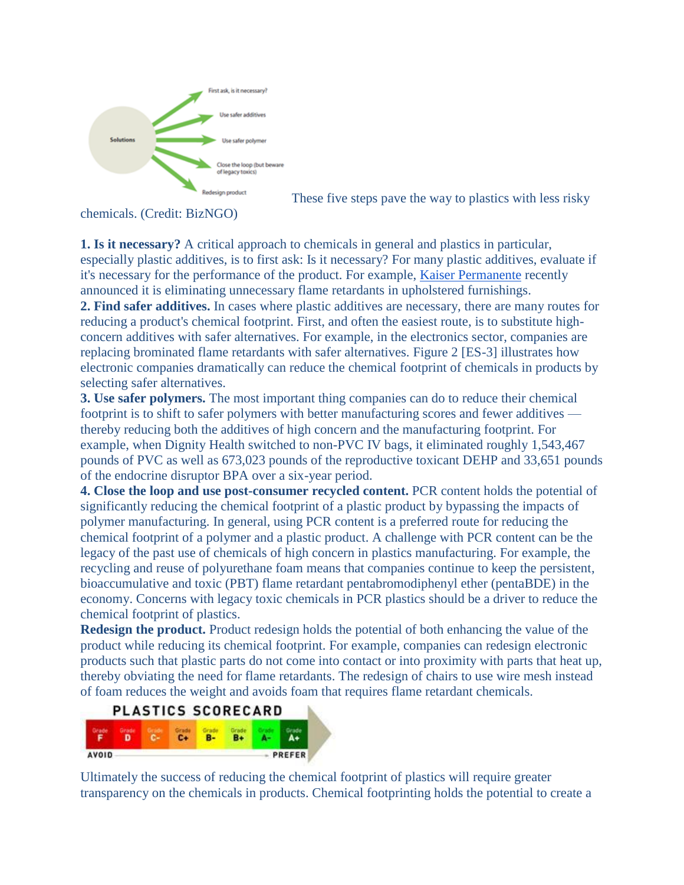These five steps pave the way to plastics with less risky chemicals. (Credit: BizNGO)

**1. Is it necessary?** A critical approach to chemicals in general and plastics in particular, especially plastic additives, is to first ask: Is it necessary? For many plastic additives, evaluate if it's necessary for the performance of the product. For example, Kaiser Permanente recently announced it is eliminating unnecessary flame retardants in upholstered furnishings.

**2. Find safer additives.** In cases where plastic additives are necessary, there are many routes for reducing a product's chemical footprint. First, and often the easiest route, is to substitute high-concern additives with safer alternatives. For example, in the electronics sector, companies are replacing brominated flame retardants with safer alternatives. Figure 2 [ES-3] illustrates how electronic companies dramatically can reduce the chemical footprint of chemicals in products by selecting safer alternatives.

**3. Use safer polymers.** The most important thing companies can do to reduce their chemical footprint is to shift to safer polymers with better manufacturing scores and fewer additives — thereby reducing both the additives of high concern and the manufacturing footprint. For example, when Dignity Health switched to non-PVC IV bags, it eliminated roughly 1,543,467 pounds of PVC as well as 673,023 pounds of the reproductive toxicant DEHP and 33,651 pounds of the endocrine disruptor BPA over a six-year period.

**4. Close the loop and use post-consumer recycled content.** PCR content holds the potential of significantly reducing the chemical footprint of a plastic product by bypassing the impacts of polymer manufacturing. In general, using PCR content is a preferred route for reducing the chemical footprint of a polymer and a plastic product. A challenge with PCR content can be the legacy of the past use of chemicals of high concern in plastics manufacturing. For example, the recycling and reuse of polyurethane foam means that companies continue to keep the persistent, bioaccumulative and toxic (PBT) flame retardant pentabromodiphenyl ether (pentaBDE) in the economy. Concerns with legacy toxic chemicals in PCR plastics should be a driver to reduce the chemical footprint of plastics.

**Redesign the product.** Product redesign holds the potential of both enhancing the value of the product while reducing its chemical footprint. For example, companies can redesign electronic products such that plastic parts do not come into contact or into proximity with parts that heat up, thereby obviating the need for flame retardants. The redesign of chairs to use wire mesh instead of foam reduces the weight and avoids foam that requires flame retardant chemicals.

Ultimately the success of reducing the chemical footprint of plastics will require greater transparency on the chemicals in products. Chemical footprinting holds the potential to create a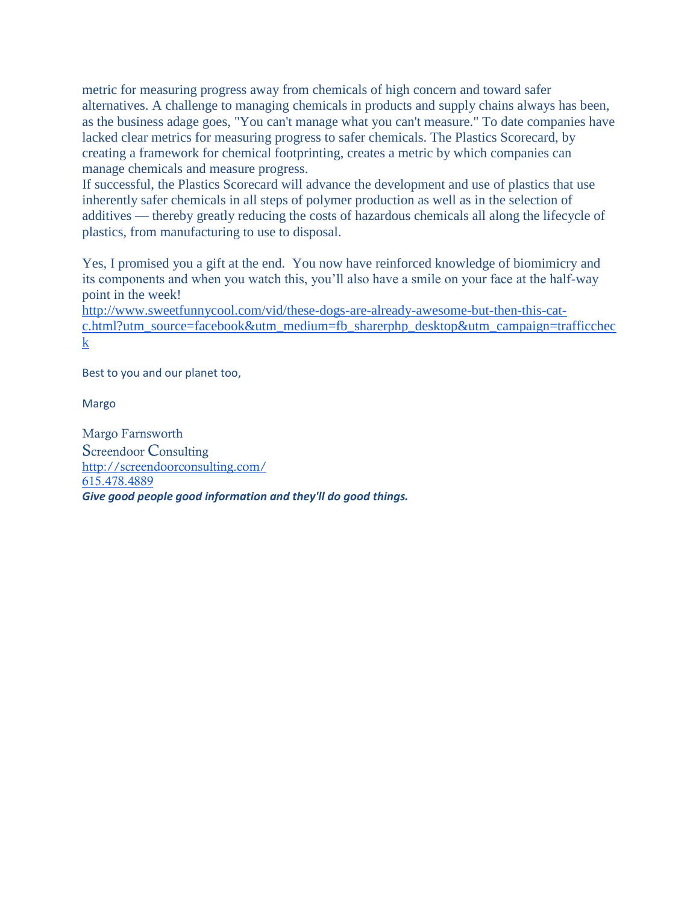metric for measuring progress away from chemicals of high concern and toward safer alternatives. A challenge to managing chemicals in products and supply chains always has been, as the business adage goes, "You can't manage what you can't measure." To date companies have lacked clear metrics for measuring progress to safer chemicals. The Plastics Scorecard, by creating a framework for chemical footprinting, creates a metric by which companies can manage chemicals and measure progress.

If successful, the Plastics Scorecard will advance the development and use of plastics that use inherently safer chemicals in all steps of polymer production as well as in the selection of additives — thereby greatly reducing the costs of hazardous chemicals all along the lifecycle of plastics, from manufacturing to use to disposal.

Yes, I promised you a gift at the end. You now have reinforced knowledge of biomimicry and its components and when you watch this, you'll also have a smile on your face at the half-way point in the week!

http://www.sweetfunnycool.com/vid/these-dogs-are-already-awesome-but-then-this-cat-c.html?utm_source=facebook&utm_medium=fb_sharerphp_desktop&utm_campaign=trafficcheck

Best to you and our planet too,

Margo

Margo Farnsworth
Screendoor Consulting
http://screendoorconsulting.com/
615.478.4889
***Give good people good information and they'll do good things.***